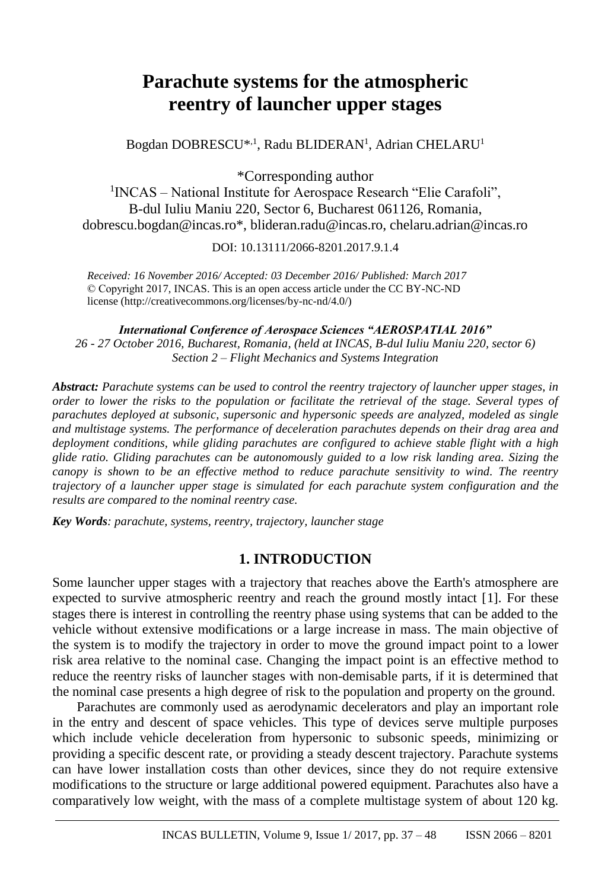# Parachute systems for the atmospheric reentry of launcher upper stages

Bogdan DOBRESCU*[,1], Radu BLIDERAN[1], Adrian CHELARU[1]

*Corresponding author

[1]INCAS – National Institute for Aerospace Research "Elie Carafoli", B-dul Iuliu Maniu 220, Sector 6, Bucharest 061126, Romania, dobrescu.bogdan@incas.ro*, blideran.radu@incas.ro, chelaru.adrian@incas.ro

DOI: 10.13111/2066-8201.2017.9.1.4

*Received: 16 November 2016/ Accepted: 03 December 2016/ Published: March 2017*
© Copyright 2017, INCAS. This is an open access article under the CC BY-NC-ND license (http://creativecommons.org/licenses/by-nc-nd/4.0/)

***International Conference of Aerospace Sciences "AEROSPATIAL 2016"***
*26 - 27 October 2016, Bucharest, Romania, (held at INCAS, B-dul Iuliu Maniu 220, sector 6)*
*Section 2 – Flight Mechanics and Systems Integration*

***Abstract:*** *Parachute systems can be used to control the reentry trajectory of launcher upper stages, in order to lower the risks to the population or facilitate the retrieval of the stage. Several types of parachutes deployed at subsonic, supersonic and hypersonic speeds are analyzed, modeled as single and multistage systems. The performance of deceleration parachutes depends on their drag area and deployment conditions, while gliding parachutes are configured to achieve stable flight with a high glide ratio. Gliding parachutes can be autonomously guided to a low risk landing area. Sizing the canopy is shown to be an effective method to reduce parachute sensitivity to wind. The reentry trajectory of a launcher upper stage is simulated for each parachute system configuration and the results are compared to the nominal reentry case.*

***Key Words****: parachute, systems, reentry, trajectory, launcher stage*

## 1. INTRODUCTION

Some launcher upper stages with a trajectory that reaches above the Earth's atmosphere are expected to survive atmospheric reentry and reach the ground mostly intact [1]. For these stages there is interest in controlling the reentry phase using systems that can be added to the vehicle without extensive modifications or a large increase in mass. The main objective of the system is to modify the trajectory in order to move the ground impact point to a lower risk area relative to the nominal case. Changing the impact point is an effective method to reduce the reentry risks of launcher stages with non-demisable parts, if it is determined that the nominal case presents a high degree of risk to the population and property on the ground.

Parachutes are commonly used as aerodynamic decelerators and play an important role in the entry and descent of space vehicles. This type of devices serve multiple purposes which include vehicle deceleration from hypersonic to subsonic speeds, minimizing or providing a specific descent rate, or providing a steady descent trajectory. Parachute systems can have lower installation costs than other devices, since they do not require extensive modifications to the structure or large additional powered equipment. Parachutes also have a comparatively low weight, with the mass of a complete multistage system of about 120 kg.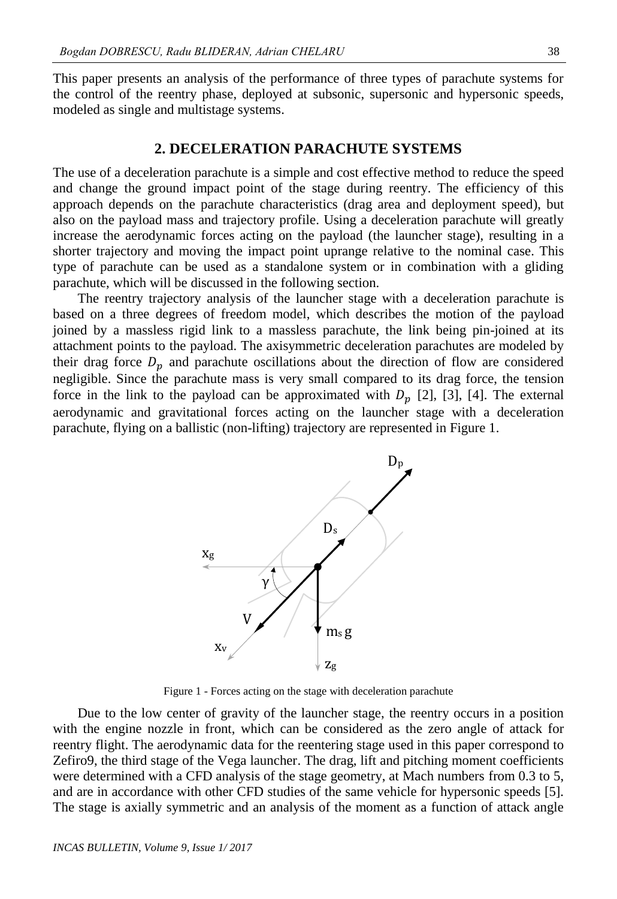This paper presents an analysis of the performance of three types of parachute systems for the control of the reentry phase, deployed at subsonic, supersonic and hypersonic speeds, modeled as single and multistage systems.

## 2. DECELERATION PARACHUTE SYSTEMS

The use of a deceleration parachute is a simple and cost effective method to reduce the speed and change the ground impact point of the stage during reentry. The efficiency of this approach depends on the parachute characteristics (drag area and deployment speed), but also on the payload mass and trajectory profile. Using a deceleration parachute will greatly increase the aerodynamic forces acting on the payload (the launcher stage), resulting in a shorter trajectory and moving the impact point uprange relative to the nominal case. This type of parachute can be used as a standalone system or in combination with a gliding parachute, which will be discussed in the following section.

The reentry trajectory analysis of the launcher stage with a deceleration parachute is based on a three degrees of freedom model, which describes the motion of the payload joined by a massless rigid link to a massless parachute, the link being pin-joined at its attachment points to the payload. The axisymmetric deceleration parachutes are modeled by their drag force $D_p$ and parachute oscillations about the direction of flow are considered negligible. Since the parachute mass is very small compared to its drag force, the tension force in the link to the payload can be approximated with $D_p$ [2], [3], [4]. The external aerodynamic and gravitational forces acting on the launcher stage with a deceleration parachute, flying on a ballistic (non-lifting) trajectory are represented in Figure 1.

Figure 1 - Forces acting on the stage with deceleration parachute

Due to the low center of gravity of the launcher stage, the reentry occurs in a position with the engine nozzle in front, which can be considered as the zero angle of attack for reentry flight. The aerodynamic data for the reentering stage used in this paper correspond to Zefiro9, the third stage of the Vega launcher. The drag, lift and pitching moment coefficients were determined with a CFD analysis of the stage geometry, at Mach numbers from 0.3 to 5, and are in accordance with other CFD studies of the same vehicle for hypersonic speeds [5]. The stage is axially symmetric and an analysis of the moment as a function of attack angle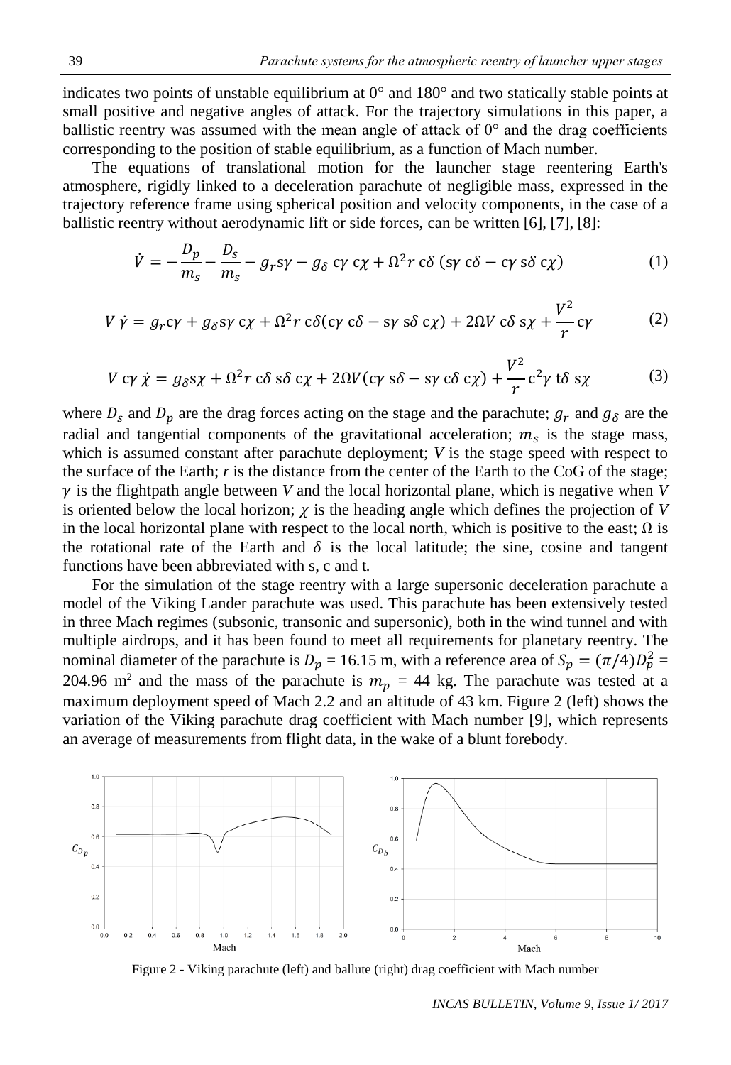indicates two points of unstable equilibrium at 0° and 180° and two statically stable points at small positive and negative angles of attack. For the trajectory simulations in this paper, a ballistic reentry was assumed with the mean angle of attack of 0° and the drag coefficients corresponding to the position of stable equilibrium, as a function of Mach number.

The equations of translational motion for the launcher stage reentering Earth's atmosphere, rigidly linked to a deceleration parachute of negligible mass, expressed in the trajectory reference frame using spherical position and velocity components, in the case of a ballistic reentry without aerodynamic lift or side forces, can be written [6], [7], [8]:

$$\dot{V} = -\frac{D_p}{m_s} - \frac{D_s}{m_s} - g_r s\gamma - g_\delta\, c\gamma\, c\chi + \Omega^2 r\, c\delta\, (s\gamma\, c\delta - c\gamma\, s\delta\, c\chi) \tag{1}$$

$$V\,\dot{\gamma} = g_r c\gamma + g_\delta s\gamma\, c\chi + \Omega^2 r\, c\delta (c\gamma\, c\delta - s\gamma\, s\delta\, c\chi) + 2\Omega V\, c\delta\, s\chi + \frac{V^2}{r} c\gamma \tag{2}$$

$$V\, c\gamma\, \dot{\chi} = g_\delta s\chi + \Omega^2 r\, c\delta\, s\delta\, c\chi + 2\Omega V (c\gamma\, s\delta - s\gamma\, c\delta\, c\chi) + \frac{V^2}{r} c^2\gamma\, t\delta\, s\chi \tag{3}$$

where $D_s$ and $D_p$ are the drag forces acting on the stage and the parachute; $g_r$ and $g_\delta$ are the radial and tangential components of the gravitational acceleration; $m_s$ is the stage mass, which is assumed constant after parachute deployment; $V$ is the stage speed with respect to the surface of the Earth; $r$ is the distance from the center of the Earth to the CoG of the stage; $\gamma$ is the flightpath angle between $V$ and the local horizontal plane, which is negative when $V$ is oriented below the local horizon; $\chi$ is the heading angle which defines the projection of $V$ in the local horizontal plane with respect to the local north, which is positive to the east; $\Omega$ is the rotational rate of the Earth and $\delta$ is the local latitude; the sine, cosine and tangent functions have been abbreviated with s, c and t.

For the simulation of the stage reentry with a large supersonic deceleration parachute a model of the Viking Lander parachute was used. This parachute has been extensively tested in three Mach regimes (subsonic, transonic and supersonic), both in the wind tunnel and with multiple airdrops, and it has been found to meet all requirements for planetary reentry. The nominal diameter of the parachute is $D_p$ = 16.15 m, with a reference area of $S_p = (\pi/4) D_p^2$ = 204.96 m$^2$ and the mass of the parachute is $m_p$ = 44 kg. The parachute was tested at a maximum deployment speed of Mach 2.2 and an altitude of 43 km. Figure 2 (left) shows the variation of the Viking parachute drag coefficient with Mach number [9], which represents an average of measurements from flight data, in the wake of a blunt forebody.

Figure 2 - Viking parachute (left) and ballute (right) drag coefficient with Mach number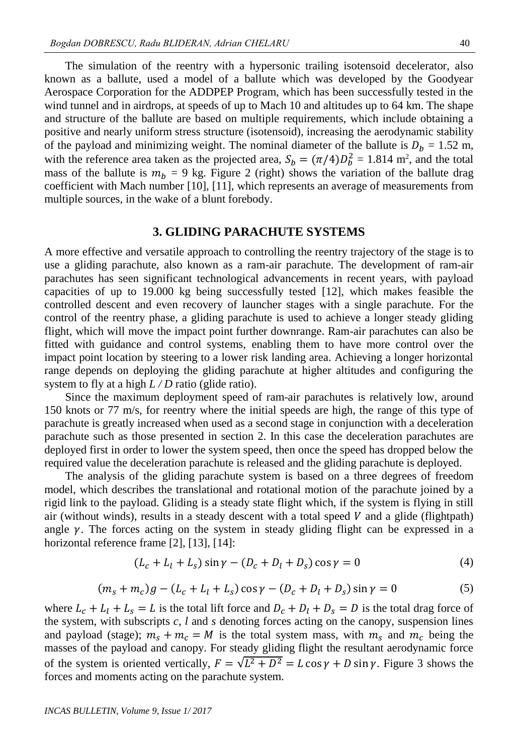The simulation of the reentry with a hypersonic trailing isotensoid decelerator, also known as a ballute, used a model of a ballute which was developed by the Goodyear Aerospace Corporation for the ADDPEP Program, which has been successfully tested in the wind tunnel and in airdrops, at speeds of up to Mach 10 and altitudes up to 64 km. The shape and structure of the ballute are based on multiple requirements, which include obtaining a positive and nearly uniform stress structure (isotensoid), increasing the aerodynamic stability of the payload and minimizing weight. The nominal diameter of the ballute is $D_b$ = 1.52 m, with the reference area taken as the projected area, $S_b = (\pi/4)D_b^2$ = 1.814 m², and the total mass of the ballute is $m_b$ = 9 kg. Figure 2 (right) shows the variation of the ballute drag coefficient with Mach number [10], [11], which represents an average of measurements from multiple sources, in the wake of a blunt forebody.

## 3. GLIDING PARACHUTE SYSTEMS

A more effective and versatile approach to controlling the reentry trajectory of the stage is to use a gliding parachute, also known as a ram-air parachute. The development of ram-air parachutes has seen significant technological advancements in recent years, with payload capacities of up to 19.000 kg being successfully tested [12], which makes feasible the controlled descent and even recovery of launcher stages with a single parachute. For the control of the reentry phase, a gliding parachute is used to achieve a longer steady gliding flight, which will move the impact point further downrange. Ram-air parachutes can also be fitted with guidance and control systems, enabling them to have more control over the impact point location by steering to a lower risk landing area. Achieving a longer horizontal range depends on deploying the gliding parachute at higher altitudes and configuring the system to fly at a high *L / D* ratio (glide ratio).

Since the maximum deployment speed of ram-air parachutes is relatively low, around 150 knots or 77 m/s, for reentry where the initial speeds are high, the range of this type of parachute is greatly increased when used as a second stage in conjunction with a deceleration parachute such as those presented in section 2. In this case the deceleration parachutes are deployed first in order to lower the system speed, then once the speed has dropped below the required value the deceleration parachute is released and the gliding parachute is deployed.

The analysis of the gliding parachute system is based on a three degrees of freedom model, which describes the translational and rotational motion of the parachute joined by a rigid link to the payload. Gliding is a steady state flight which, if the system is flying in still air (without winds), results in a steady descent with a total speed $V$ and a glide (flightpath) angle $\gamma$. The forces acting on the system in steady gliding flight can be expressed in a horizontal reference frame [2], [13], [14]:

$$(L_c + L_l + L_s)\sin\gamma - (D_c + D_l + D_s)\cos\gamma = 0 \tag{4}$$

$$(m_s + m_c)g - (L_c + L_l + L_s)\cos\gamma - (D_c + D_l + D_s)\sin\gamma = 0 \tag{5}$$

where $L_c + L_l + L_s = L$ is the total lift force and $D_c + D_l + D_s = D$ is the total drag force of the system, with subscripts *c*, *l* and *s* denoting forces acting on the canopy, suspension lines and payload (stage); $m_s + m_c = M$ is the total system mass, with $m_s$ and $m_c$ being the masses of the payload and canopy. For steady gliding flight the resultant aerodynamic force of the system is oriented vertically, $F = \sqrt{L^2 + D^2} = L\cos\gamma + D\sin\gamma$. Figure 3 shows the forces and moments acting on the parachute system.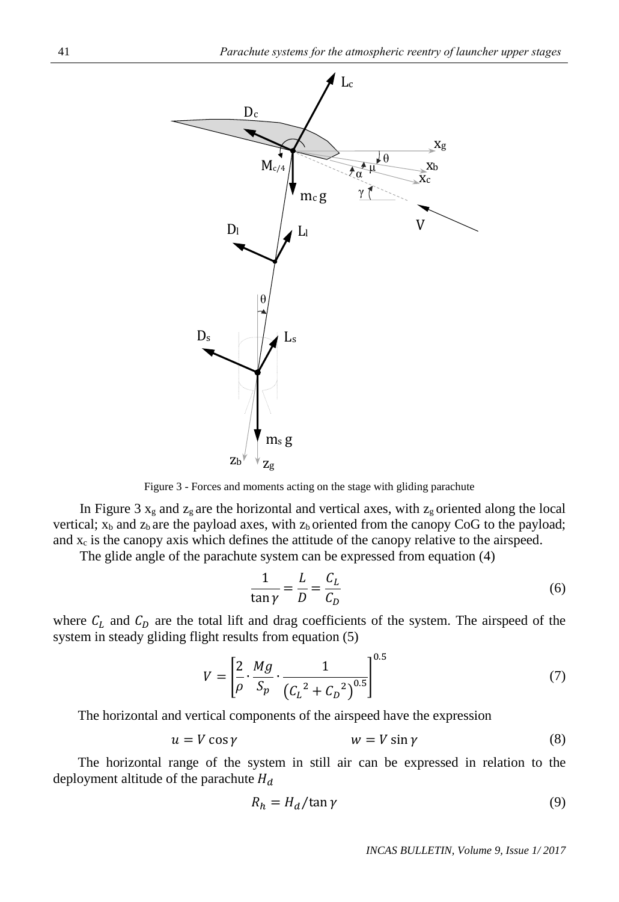Figure 3 - Forces and moments acting on the stage with gliding parachute

In Figure 3 $x_g$ and $z_g$ are the horizontal and vertical axes, with $z_g$ oriented along the local vertical; $x_b$ and $z_b$ are the payload axes, with $z_b$ oriented from the canopy CoG to the payload; and $x_c$ is the canopy axis which defines the attitude of the canopy relative to the airspeed.

The glide angle of the parachute system can be expressed from equation (4)

$$\frac{1}{\tan\gamma} = \frac{L}{D} = \frac{C_L}{C_D} \tag{6}$$

where $C_L$ and $C_D$ are the total lift and drag coefficients of the system. The airspeed of the system in steady gliding flight results from equation (5)

$$V = \left[\frac{2}{\rho} \cdot \frac{Mg}{S_p} \cdot \frac{1}{\left({C_L}^2 + {C_D}^2\right)^{0.5}}\right]^{0.5} \tag{7}$$

The horizontal and vertical components of the airspeed have the expression

$$u = V\cos\gamma \qquad\qquad w = V\sin\gamma \tag{8}$$

The horizontal range of the system in still air can be expressed in relation to the deployment altitude of the parachute $H_d$

$$R_h = H_d/\tan\gamma \tag{9}$$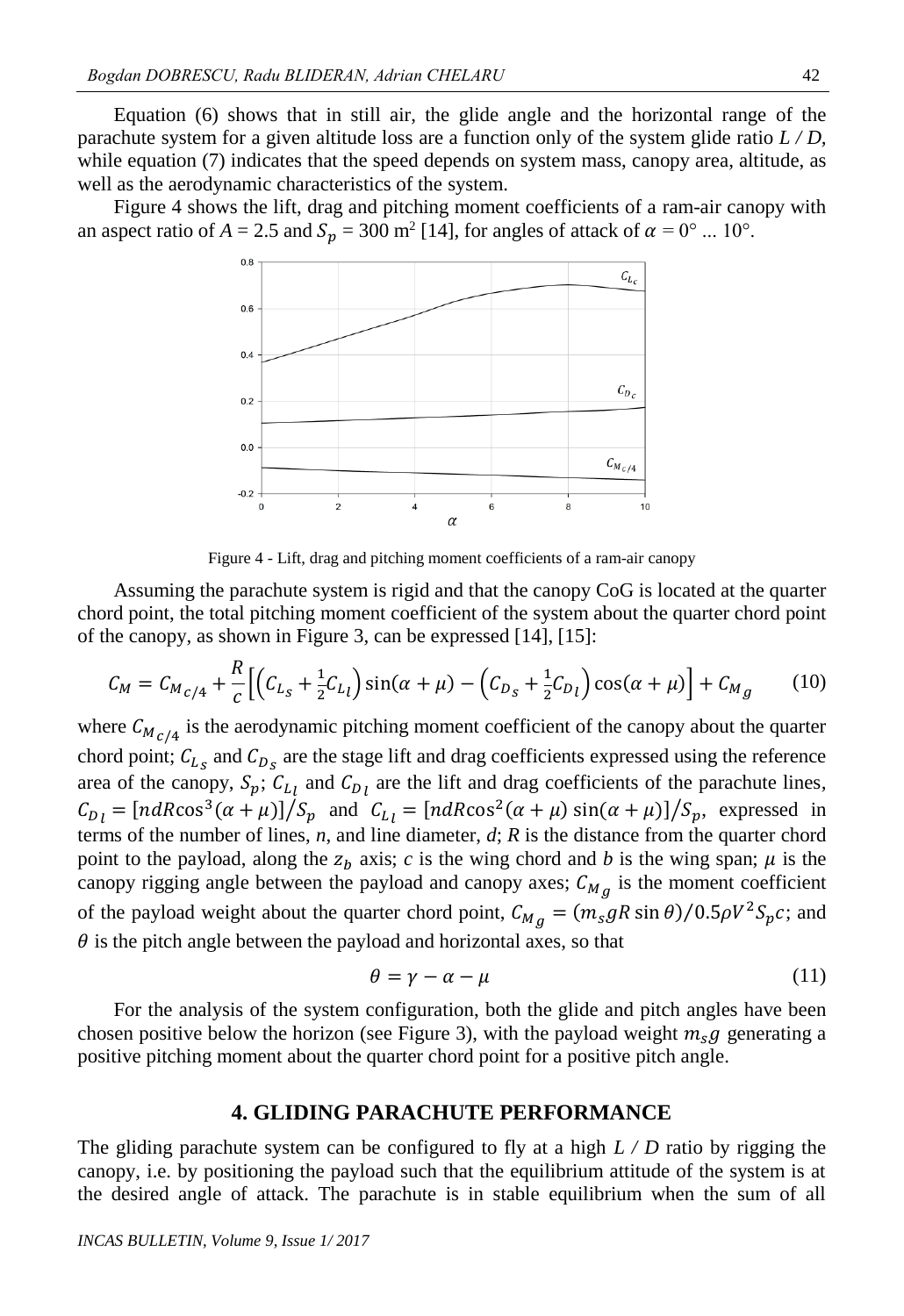Equation (6) shows that in still air, the glide angle and the horizontal range of the parachute system for a given altitude loss are a function only of the system glide ratio *L / D*, while equation (7) indicates that the speed depends on system mass, canopy area, altitude, as well as the aerodynamic characteristics of the system.

Figure 4 shows the lift, drag and pitching moment coefficients of a ram-air canopy with an aspect ratio of $A = 2.5$ and $S_p = 300$ m$^2$ [14], for angles of attack of $\alpha = 0° \ldots 10°$.

Figure 4 - Lift, drag and pitching moment coefficients of a ram-air canopy

Assuming the parachute system is rigid and that the canopy CoG is located at the quarter chord point, the total pitching moment coefficient of the system about the quarter chord point of the canopy, as shown in Figure 3, can be expressed [14], [15]:

$$C_M = C_{M_{c/4}} + \frac{R}{c}\left[\left(C_{L_s} + \tfrac{1}{2}C_{L_l}\right)\sin(\alpha+\mu) - \left(C_{D_s} + \tfrac{1}{2}C_{D_l}\right)\cos(\alpha+\mu)\right] + C_{M_g} \tag{10}$$

where $C_{M_{c/4}}$ is the aerodynamic pitching moment coefficient of the canopy about the quarter chord point; $C_{L_s}$ and $C_{D_s}$ are the stage lift and drag coefficients expressed using the reference area of the canopy, $S_p$; $C_{L_l}$ and $C_{D_l}$ are the lift and drag coefficients of the parachute lines, $C_{D_l} = [ndR\cos^3(\alpha+\mu)]/S_p$ and $C_{L_l} = [ndR\cos^2(\alpha+\mu)\sin(\alpha+\mu)]/S_p$, expressed in terms of the number of lines, *n*, and line diameter, *d*; *R* is the distance from the quarter chord point to the payload, along the $z_b$ axis; *c* is the wing chord and *b* is the wing span; $\mu$ is the canopy rigging angle between the payload and canopy axes; $C_{M_g}$ is the moment coefficient of the payload weight about the quarter chord point, $C_{M_g} = (m_s g R \sin\theta)/0.5\rho V^2 S_p c$; and $\theta$ is the pitch angle between the payload and horizontal axes, so that

$$\theta = \gamma - \alpha - \mu \tag{11}$$

For the analysis of the system configuration, both the glide and pitch angles have been chosen positive below the horizon (see Figure 3), with the payload weight $m_s g$ generating a positive pitching moment about the quarter chord point for a positive pitch angle.

## 4. GLIDING PARACHUTE PERFORMANCE

The gliding parachute system can be configured to fly at a high *L / D* ratio by rigging the canopy, i.e. by positioning the payload such that the equilibrium attitude of the system is at the desired angle of attack. The parachute is in stable equilibrium when the sum of all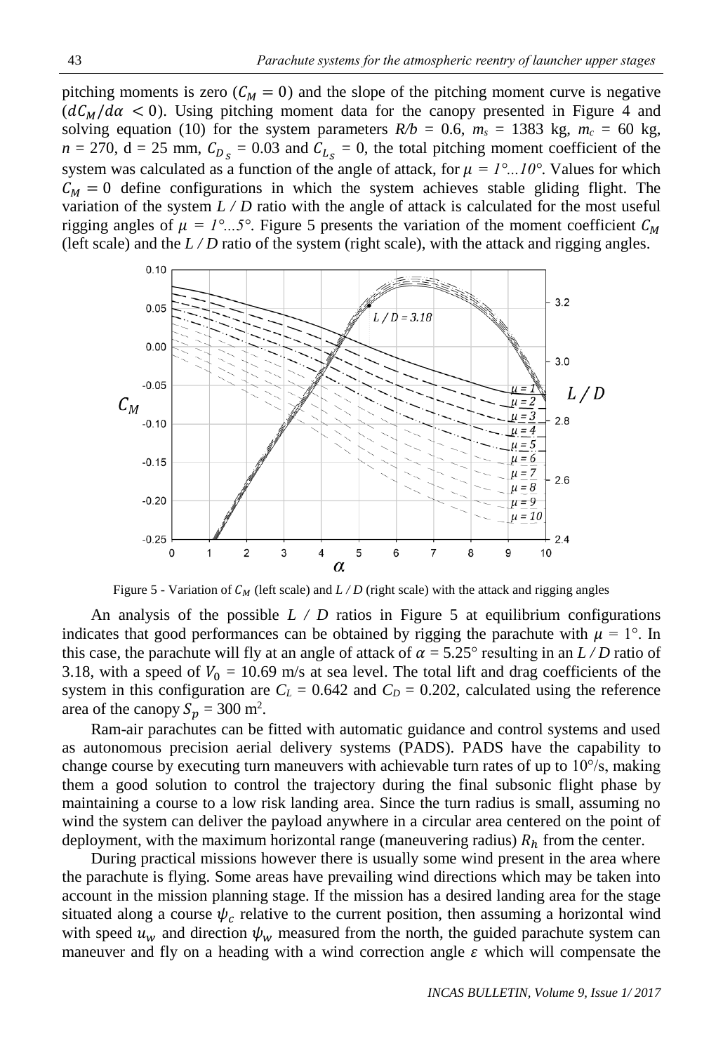pitching moments is zero ($C_M = 0$) and the slope of the pitching moment curve is negative ($dC_M/d\alpha < 0$). Using pitching moment data for the canopy presented in Figure 4 and solving equation (10) for the system parameters $R/b$ = 0.6, $m_s$ = 1383 kg, $m_c$ = 60 kg, $n$ = 270, d = 25 mm, $C_{D_s}$ = 0.03 and $C_{L_s}$ = 0, the total pitching moment coefficient of the system was calculated as a function of the angle of attack, for $\mu = 1°...10°$. Values for which $C_M = 0$ define configurations in which the system achieves stable gliding flight. The variation of the system *L / D* ratio with the angle of attack is calculated for the most useful rigging angles of $\mu = 1°...5°$. Figure 5 presents the variation of the moment coefficient $C_M$ (left scale) and the *L / D* ratio of the system (right scale), with the attack and rigging angles.

Figure 5 - Variation of $C_M$ (left scale) and *L / D* (right scale) with the attack and rigging angles

An analysis of the possible *L / D* ratios in Figure 5 at equilibrium configurations indicates that good performances can be obtained by rigging the parachute with $\mu$ = 1°. In this case, the parachute will fly at an angle of attack of $\alpha$ = 5.25° resulting in an *L / D* ratio of 3.18, with a speed of $V_0$ = 10.69 m/s at sea level. The total lift and drag coefficients of the system in this configuration are $C_L$ = 0.642 and $C_D$ = 0.202, calculated using the reference area of the canopy $S_p$ = 300 m$^2$.

Ram-air parachutes can be fitted with automatic guidance and control systems and used as autonomous precision aerial delivery systems (PADS). PADS have the capability to change course by executing turn maneuvers with achievable turn rates of up to 10°/s, making them a good solution to control the trajectory during the final subsonic flight phase by maintaining a course to a low risk landing area. Since the turn radius is small, assuming no wind the system can deliver the payload anywhere in a circular area centered on the point of deployment, with the maximum horizontal range (maneuvering radius) $R_h$ from the center.

During practical missions however there is usually some wind present in the area where the parachute is flying. Some areas have prevailing wind directions which may be taken into account in the mission planning stage. If the mission has a desired landing area for the stage situated along a course $\psi_c$ relative to the current position, then assuming a horizontal wind with speed $u_w$ and direction $\psi_w$ measured from the north, the guided parachute system can maneuver and fly on a heading with a wind correction angle $\varepsilon$ which will compensate the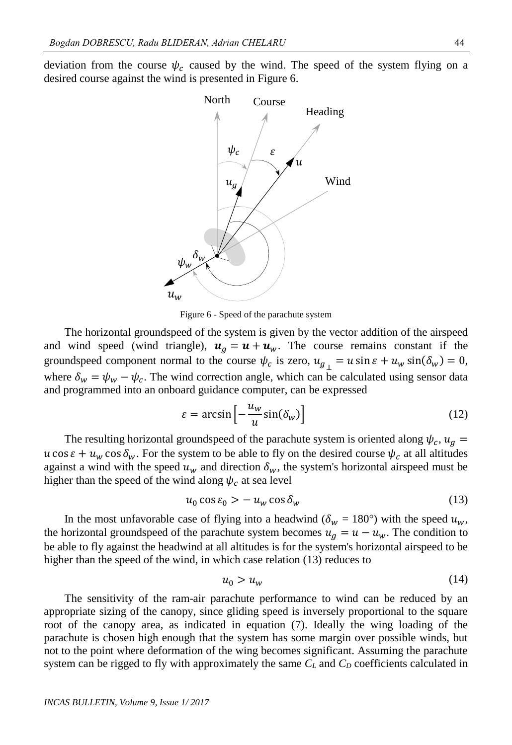deviation from the course $\psi_c$ caused by the wind. The speed of the system flying on a desired course against the wind is presented in Figure 6.

Figure 6 - Speed of the parachute system

The horizontal groundspeed of the system is given by the vector addition of the airspeed and wind speed (wind triangle), $\boldsymbol{u}_g = \boldsymbol{u} + \boldsymbol{u}_w$. The course remains constant if the groundspeed component normal to the course $\psi_c$ is zero, $u_{g_\perp} = u \sin \varepsilon + u_w \sin(\delta_w) = 0$, where $\delta_w = \psi_w - \psi_c$. The wind correction angle, which can be calculated using sensor data and programmed into an onboard guidance computer, can be expressed

$$\varepsilon = \arcsin\left[-\frac{u_w}{u}\sin(\delta_w)\right] \tag{12}$$

The resulting horizontal groundspeed of the parachute system is oriented along $\psi_c$, $u_g = u \cos \varepsilon + u_w \cos \delta_w$. For the system to be able to fly on the desired course $\psi_c$ at all altitudes against a wind with the speed $u_w$ and direction $\delta_w$, the system's horizontal airspeed must be higher than the speed of the wind along $\psi_c$ at sea level

$$u_0 \cos \varepsilon_0 > -u_w \cos \delta_w \tag{13}$$

In the most unfavorable case of flying into a headwind ($\delta_w$ = 180°) with the speed $u_w$, the horizontal groundspeed of the parachute system becomes $u_g = u - u_w$. The condition to be able to fly against the headwind at all altitudes is for the system's horizontal airspeed to be higher than the speed of the wind, in which case relation (13) reduces to

$$u_0 > u_w \tag{14}$$

The sensitivity of the ram-air parachute performance to wind can be reduced by an appropriate sizing of the canopy, since gliding speed is inversely proportional to the square root of the canopy area, as indicated in equation (7). Ideally the wing loading of the parachute is chosen high enough that the system has some margin over possible winds, but not to the point where deformation of the wing becomes significant. Assuming the parachute system can be rigged to fly with approximately the same $C_L$ and $C_D$ coefficients calculated in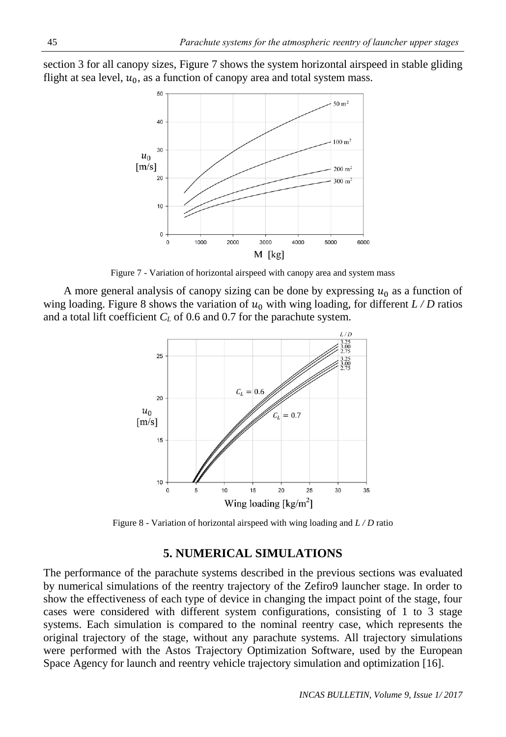section 3 for all canopy sizes, Figure 7 shows the system horizontal airspeed in stable gliding flight at sea level, $u_0$, as a function of canopy area and total system mass.

Figure 7 - Variation of horizontal airspeed with canopy area and system mass

A more general analysis of canopy sizing can be done by expressing $u_0$ as a function of wing loading. Figure 8 shows the variation of $u_0$ with wing loading, for different *L / D* ratios and a total lift coefficient $C_L$ of 0.6 and 0.7 for the parachute system.

Figure 8 - Variation of horizontal airspeed with wing loading and *L / D* ratio

## 5. NUMERICAL SIMULATIONS

The performance of the parachute systems described in the previous sections was evaluated by numerical simulations of the reentry trajectory of the Zefiro9 launcher stage. In order to show the effectiveness of each type of device in changing the impact point of the stage, four cases were considered with different system configurations, consisting of 1 to 3 stage systems. Each simulation is compared to the nominal reentry case, which represents the original trajectory of the stage, without any parachute systems. All trajectory simulations were performed with the Astos Trajectory Optimization Software, used by the European Space Agency for launch and reentry vehicle trajectory simulation and optimization [16].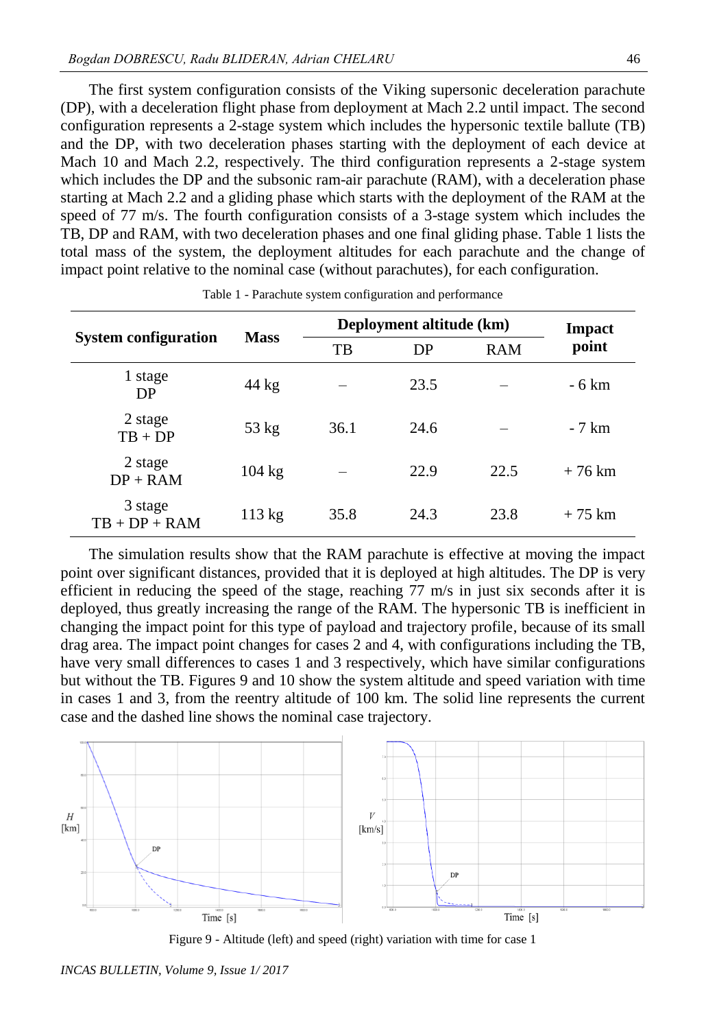The first system configuration consists of the Viking supersonic deceleration parachute (DP), with a deceleration flight phase from deployment at Mach 2.2 until impact. The second configuration represents a 2-stage system which includes the hypersonic textile ballute (TB) and the DP, with two deceleration phases starting with the deployment of each device at Mach 10 and Mach 2.2, respectively. The third configuration represents a 2-stage system which includes the DP and the subsonic ram-air parachute (RAM), with a deceleration phase starting at Mach 2.2 and a gliding phase which starts with the deployment of the RAM at the speed of 77 m/s. The fourth configuration consists of a 3-stage system which includes the TB, DP and RAM, with two deceleration phases and one final gliding phase. Table 1 lists the total mass of the system, the deployment altitudes for each parachute and the change of impact point relative to the nominal case (without parachutes), for each configuration.

Table 1 - Parachute system configuration and performance

| System configuration | Mass | Deployment altitude (km) | | | Impact point |
|---|---|---|---|---|---|
| | | TB | DP | RAM | |
| 1 stage DP | 44 kg | – | 23.5 | – | - 6 km |
| 2 stage TB + DP | 53 kg | 36.1 | 24.6 | – | - 7 km |
| 2 stage DP + RAM | 104 kg | – | 22.9 | 22.5 | + 76 km |
| 3 stage TB + DP + RAM | 113 kg | 35.8 | 24.3 | 23.8 | + 75 km |

The simulation results show that the RAM parachute is effective at moving the impact point over significant distances, provided that it is deployed at high altitudes. The DP is very efficient in reducing the speed of the stage, reaching 77 m/s in just six seconds after it is deployed, thus greatly increasing the range of the RAM. The hypersonic TB is inefficient in changing the impact point for this type of payload and trajectory profile, because of its small drag area. The impact point changes for cases 2 and 4, with configurations including the TB, have very small differences to cases 1 and 3 respectively, which have similar configurations but without the TB. Figures 9 and 10 show the system altitude and speed variation with time in cases 1 and 3, from the reentry altitude of 100 km. The solid line represents the current case and the dashed line shows the nominal case trajectory.

Figure 9 - Altitude (left) and speed (right) variation with time for case 1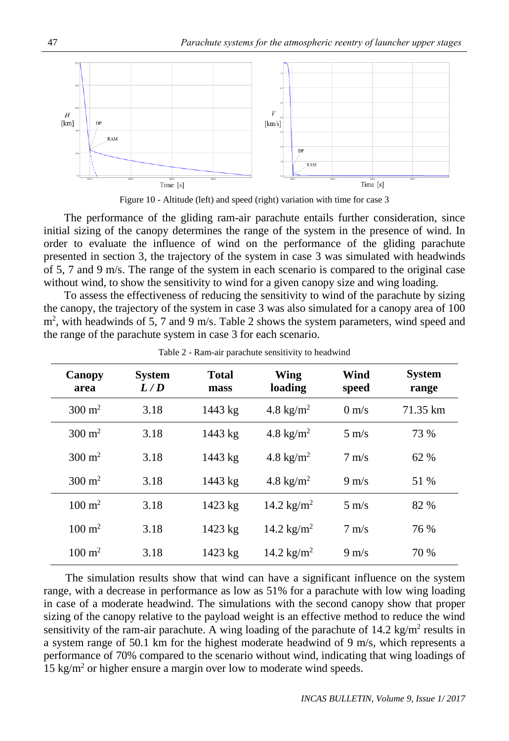Figure 10 - Altitude (left) and speed (right) variation with time for case 3

The performance of the gliding ram-air parachute entails further consideration, since initial sizing of the canopy determines the range of the system in the presence of wind. In order to evaluate the influence of wind on the performance of the gliding parachute presented in section 3, the trajectory of the system in case 3 was simulated with headwinds of 5, 7 and 9 m/s. The range of the system in each scenario is compared to the original case without wind, to show the sensitivity to wind for a given canopy size and wing loading.

To assess the effectiveness of reducing the sensitivity to wind of the parachute by sizing the canopy, the trajectory of the system in case 3 was also simulated for a canopy area of 100 $m^2$, with headwinds of 5, 7 and 9 m/s. Table 2 shows the system parameters, wind speed and the range of the parachute system in case 3 for each scenario.

Table 2 - Ram-air parachute sensitivity to headwind

| Canopy area | System $L/D$ | Total mass | Wing loading | Wind speed | System range |
|---|---|---|---|---|---|
| 300 $m^2$ | 3.18 | 1443 kg | 4.8 $kg/m^2$ | 0 m/s | 71.35 km |
| 300 $m^2$ | 3.18 | 1443 kg | 4.8 $kg/m^2$ | 5 m/s | 73 % |
| 300 $m^2$ | 3.18 | 1443 kg | 4.8 $kg/m^2$ | 7 m/s | 62 % |
| 300 $m^2$ | 3.18 | 1443 kg | 4.8 $kg/m^2$ | 9 m/s | 51 % |
| 100 $m^2$ | 3.18 | 1423 kg | 14.2 $kg/m^2$ | 5 m/s | 82 % |
| 100 $m^2$ | 3.18 | 1423 kg | 14.2 $kg/m^2$ | 7 m/s | 76 % |
| 100 $m^2$ | 3.18 | 1423 kg | 14.2 $kg/m^2$ | 9 m/s | 70 % |

The simulation results show that wind can have a significant influence on the system range, with a decrease in performance as low as 51% for a parachute with low wing loading in case of a moderate headwind. The simulations with the second canopy show that proper sizing of the canopy relative to the payload weight is an effective method to reduce the wind sensitivity of the ram-air parachute. A wing loading of the parachute of 14.2 $kg/m^2$ results in a system range of 50.1 km for the highest moderate headwind of 9 m/s, which represents a performance of 70% compared to the scenario without wind, indicating that wing loadings of 15 $kg/m^2$ or higher ensure a margin over low to moderate wind speeds.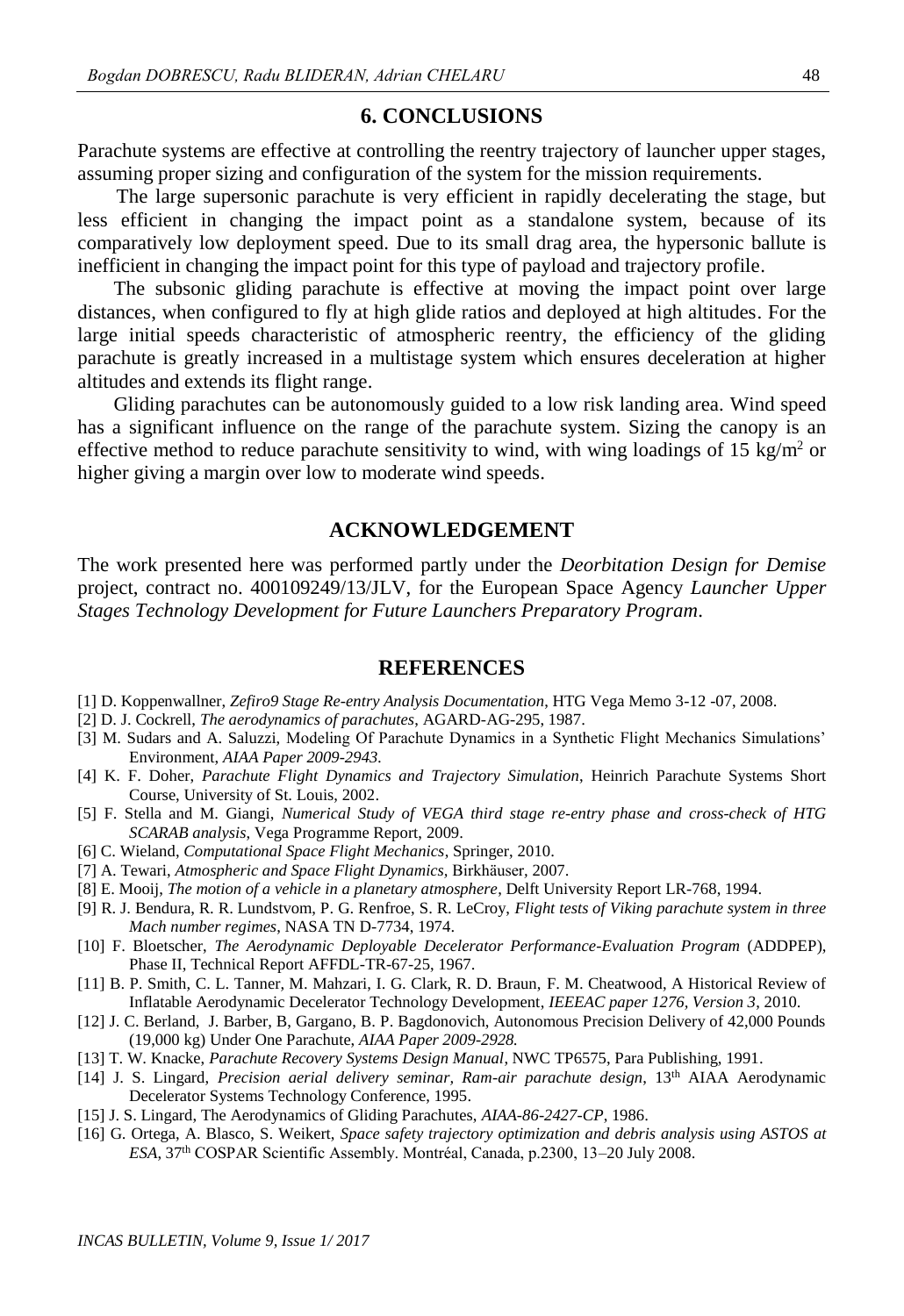## 6. CONCLUSIONS

Parachute systems are effective at controlling the reentry trajectory of launcher upper stages, assuming proper sizing and configuration of the system for the mission requirements.

The large supersonic parachute is very efficient in rapidly decelerating the stage, but less efficient in changing the impact point as a standalone system, because of its comparatively low deployment speed. Due to its small drag area, the hypersonic ballute is inefficient in changing the impact point for this type of payload and trajectory profile.

The subsonic gliding parachute is effective at moving the impact point over large distances, when configured to fly at high glide ratios and deployed at high altitudes. For the large initial speeds characteristic of atmospheric reentry, the efficiency of the gliding parachute is greatly increased in a multistage system which ensures deceleration at higher altitudes and extends its flight range.

Gliding parachutes can be autonomously guided to a low risk landing area. Wind speed has a significant influence on the range of the parachute system. Sizing the canopy is an effective method to reduce parachute sensitivity to wind, with wing loadings of 15 $kg/m^2$ or higher giving a margin over low to moderate wind speeds.

## ACKNOWLEDGEMENT

The work presented here was performed partly under the *Deorbitation Design for Demise* project, contract no. 400109249/13/JLV, for the European Space Agency *Launcher Upper Stages Technology Development for Future Launchers Preparatory Program*.

## REFERENCES

[1] D. Koppenwallner, *Zefiro9 Stage Re-entry Analysis Documentation*, HTG Vega Memo 3-12 -07, 2008.

[2] D. J. Cockrell, *The aerodynamics of parachutes*, AGARD-AG-295, 1987.

[3] M. Sudars and A. Saluzzi, Modeling Of Parachute Dynamics in a Synthetic Flight Mechanics Simulations' Environment, *AIAA Paper 2009-2943.*

[4] K. F. Doher, *Parachute Flight Dynamics and Trajectory Simulation*, Heinrich Parachute Systems Short Course, University of St. Louis, 2002.

[5] F. Stella and M. Giangi, *Numerical Study of VEGA third stage re-entry phase and cross-check of HTG SCARAB analysis*, Vega Programme Report, 2009.

[6] C. Wieland, *Computational Space Flight Mechanics*, Springer, 2010.

[7] A. Tewari, *Atmospheric and Space Flight Dynamics,* Birkhäuser, 2007.

[8] E. Mooij, *The motion of a vehicle in a planetary atmosphere*, Delft University Report LR-768, 1994.

[9] R. J. Bendura, R. R. Lundstvom, P. G. Renfroe, S. R. LeCroy, *Flight tests of Viking parachute system in three Mach number regimes*, NASA TN D-7734, 1974.

[10] F. Bloetscher, *The Aerodynamic Deployable Decelerator Performance-Evaluation Program* (ADDPEP), Phase II, Technical Report AFFDL-TR-67-25, 1967.

[11] B. P. Smith, C. L. Tanner, M. Mahzari, I. G. Clark, R. D. Braun, F. M. Cheatwood, A Historical Review of Inflatable Aerodynamic Decelerator Technology Development, *IEEEAC paper 1276*, *Version 3*, 2010.

[12] J. C. Berland, J. Barber, B, Gargano, B. P. Bagdonovich, Autonomous Precision Delivery of 42,000 Pounds (19,000 kg) Under One Parachute, *AIAA Paper 2009-2928.*

[13] T. W. Knacke, *Parachute Recovery Systems Design Manual*, NWC TP6575, Para Publishing, 1991.

[14] J. S. Lingard, *Precision aerial delivery seminar*, *Ram-air parachute design*, 13th AIAA Aerodynamic Decelerator Systems Technology Conference, 1995.

[15] J. S. Lingard, The Aerodynamics of Gliding Parachutes, *AIAA-86-2427-CP*, 1986.

[16] G. Ortega, A. Blasco, S. Weikert, *Space safety trajectory optimization and debris analysis using ASTOS at ESA*, 37th COSPAR Scientific Assembly. Montréal, Canada, p.2300, 13–20 July 2008.